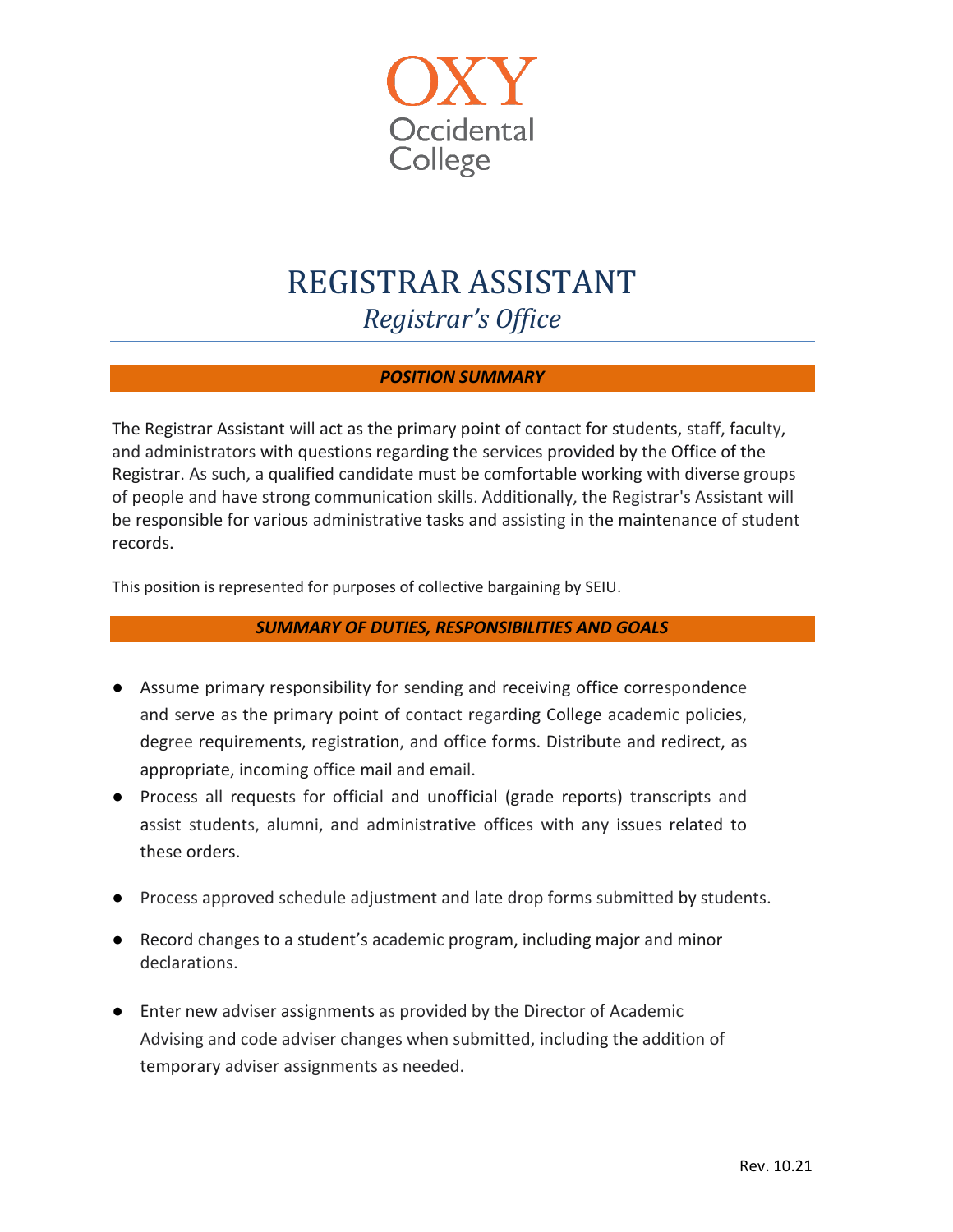OXY
Occidental
College

# REGISTRAR ASSISTANT

## *Registrar's Office*

### *POSITION SUMMARY*

The Registrar Assistant will act as the primary point of contact for students, staff, faculty, and administrators with questions regarding the services provided by the Office of the Registrar. As such, a qualified candidate must be comfortable working with diverse groups of people and have strong communication skills. Additionally, the Registrar's Assistant will be responsible for various administrative tasks and assisting in the maintenance of student records.

This position is represented for purposes of collective bargaining by SEIU.

### *SUMMARY OF DUTIES, RESPONSIBILITIES AND GOALS*

- Assume primary responsibility for sending and receiving office correspondence and serve as the primary point of contact regarding College academic policies, degree requirements, registration, and office forms. Distribute and redirect, as appropriate, incoming office mail and email.
- Process all requests for official and unofficial (grade reports) transcripts and assist students, alumni, and administrative offices with any issues related to these orders.
- Process approved schedule adjustment and late drop forms submitted by students.
- Record changes to a student's academic program, including major and minor declarations.
- Enter new adviser assignments as provided by the Director of Academic Advising and code adviser changes when submitted, including the addition of temporary adviser assignments as needed.

Rev. 10.21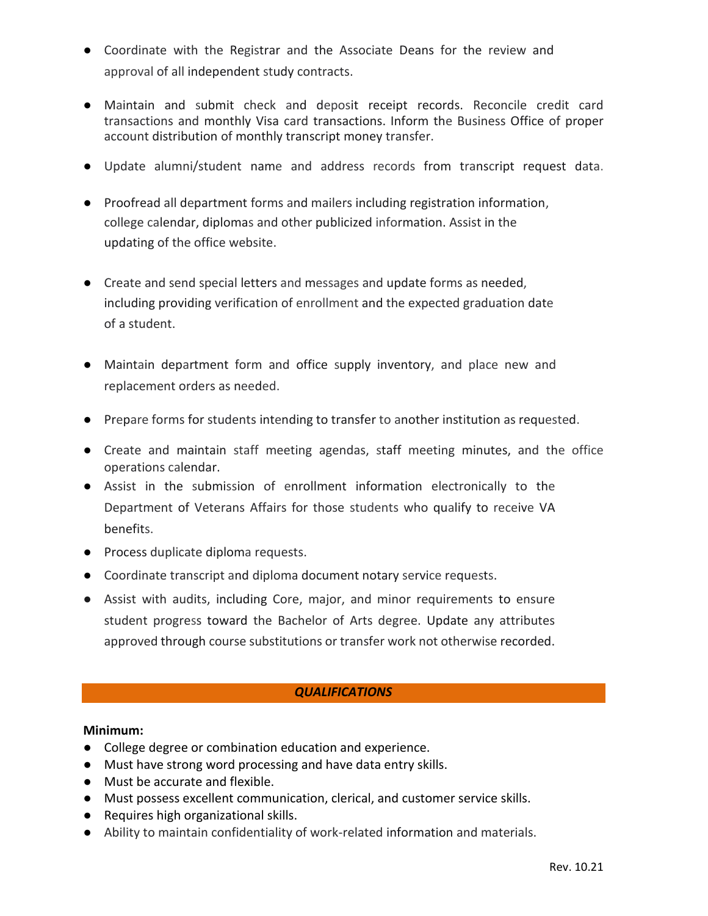- Coordinate with the Registrar and the Associate Deans for the review and approval of all independent study contracts.
- Maintain and submit check and deposit receipt records. Reconcile credit card transactions and monthly Visa card transactions. Inform the Business Office of proper account distribution of monthly transcript money transfer.
- Update alumni/student name and address records from transcript request data.
- Proofread all department forms and mailers including registration information, college calendar, diplomas and other publicized information. Assist in the updating of the office website.
- Create and send special letters and messages and update forms as needed, including providing verification of enrollment and the expected graduation date of a student.
- Maintain department form and office supply inventory, and place new and replacement orders as needed.
- Prepare forms for students intending to transfer to another institution as requested.
- Create and maintain staff meeting agendas, staff meeting minutes, and the office operations calendar.
- Assist in the submission of enrollment information electronically to the Department of Veterans Affairs for those students who qualify to receive VA benefits.
- Process duplicate diploma requests.
- Coordinate transcript and diploma document notary service requests.
- Assist with audits, including Core, major, and minor requirements to ensure student progress toward the Bachelor of Arts degree. Update any attributes approved through course substitutions or transfer work not otherwise recorded.

## ***QUALIFICATIONS***

**Minimum:**

- College degree or combination education and experience.
- Must have strong word processing and have data entry skills.
- Must be accurate and flexible.
- Must possess excellent communication, clerical, and customer service skills.
- Requires high organizational skills.
- Ability to maintain confidentiality of work-related information and materials.

Rev. 10.21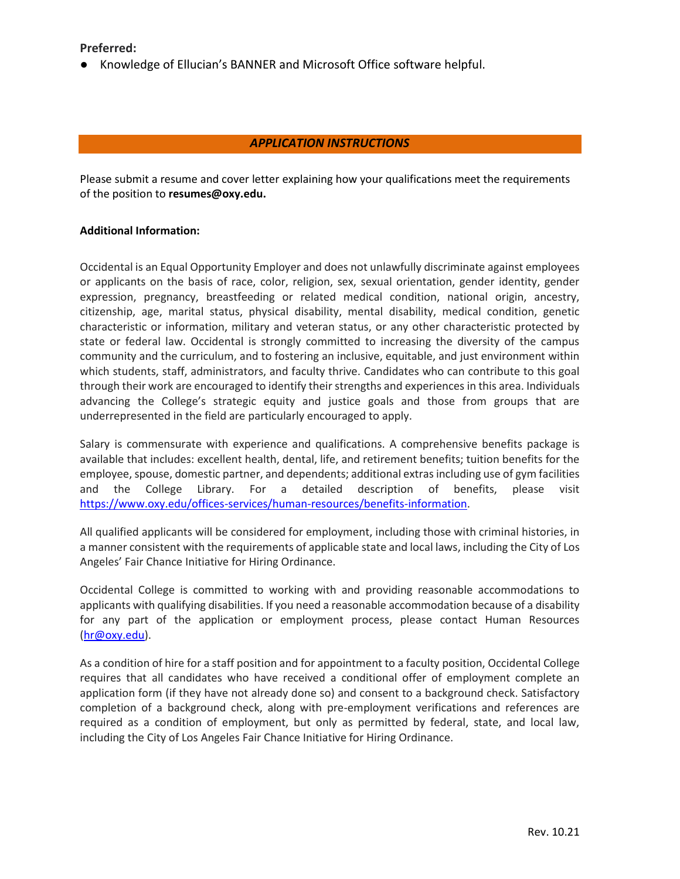**Preferred:**

- Knowledge of Ellucian's BANNER and Microsoft Office software helpful.

## *APPLICATION INSTRUCTIONS*

Please submit a resume and cover letter explaining how your qualifications meet the requirements of the position to **resumes@oxy.edu.**

**Additional Information:**

Occidental is an Equal Opportunity Employer and does not unlawfully discriminate against employees or applicants on the basis of race, color, religion, sex, sexual orientation, gender identity, gender expression, pregnancy, breastfeeding or related medical condition, national origin, ancestry, citizenship, age, marital status, physical disability, mental disability, medical condition, genetic characteristic or information, military and veteran status, or any other characteristic protected by state or federal law. Occidental is strongly committed to increasing the diversity of the campus community and the curriculum, and to fostering an inclusive, equitable, and just environment within which students, staff, administrators, and faculty thrive. Candidates who can contribute to this goal through their work are encouraged to identify their strengths and experiences in this area. Individuals advancing the College's strategic equity and justice goals and those from groups that are underrepresented in the field are particularly encouraged to apply.

Salary is commensurate with experience and qualifications. A comprehensive benefits package is available that includes: excellent health, dental, life, and retirement benefits; tuition benefits for the employee, spouse, domestic partner, and dependents; additional extras including use of gym facilities and the College Library. For a detailed description of benefits, please visit https://www.oxy.edu/offices-services/human-resources/benefits-information.

All qualified applicants will be considered for employment, including those with criminal histories, in a manner consistent with the requirements of applicable state and local laws, including the City of Los Angeles' Fair Chance Initiative for Hiring Ordinance.

Occidental College is committed to working with and providing reasonable accommodations to applicants with qualifying disabilities. If you need a reasonable accommodation because of a disability for any part of the application or employment process, please contact Human Resources (hr@oxy.edu).

As a condition of hire for a staff position and for appointment to a faculty position, Occidental College requires that all candidates who have received a conditional offer of employment complete an application form (if they have not already done so) and consent to a background check. Satisfactory completion of a background check, along with pre-employment verifications and references are required as a condition of employment, but only as permitted by federal, state, and local law, including the City of Los Angeles Fair Chance Initiative for Hiring Ordinance.

Rev. 10.21